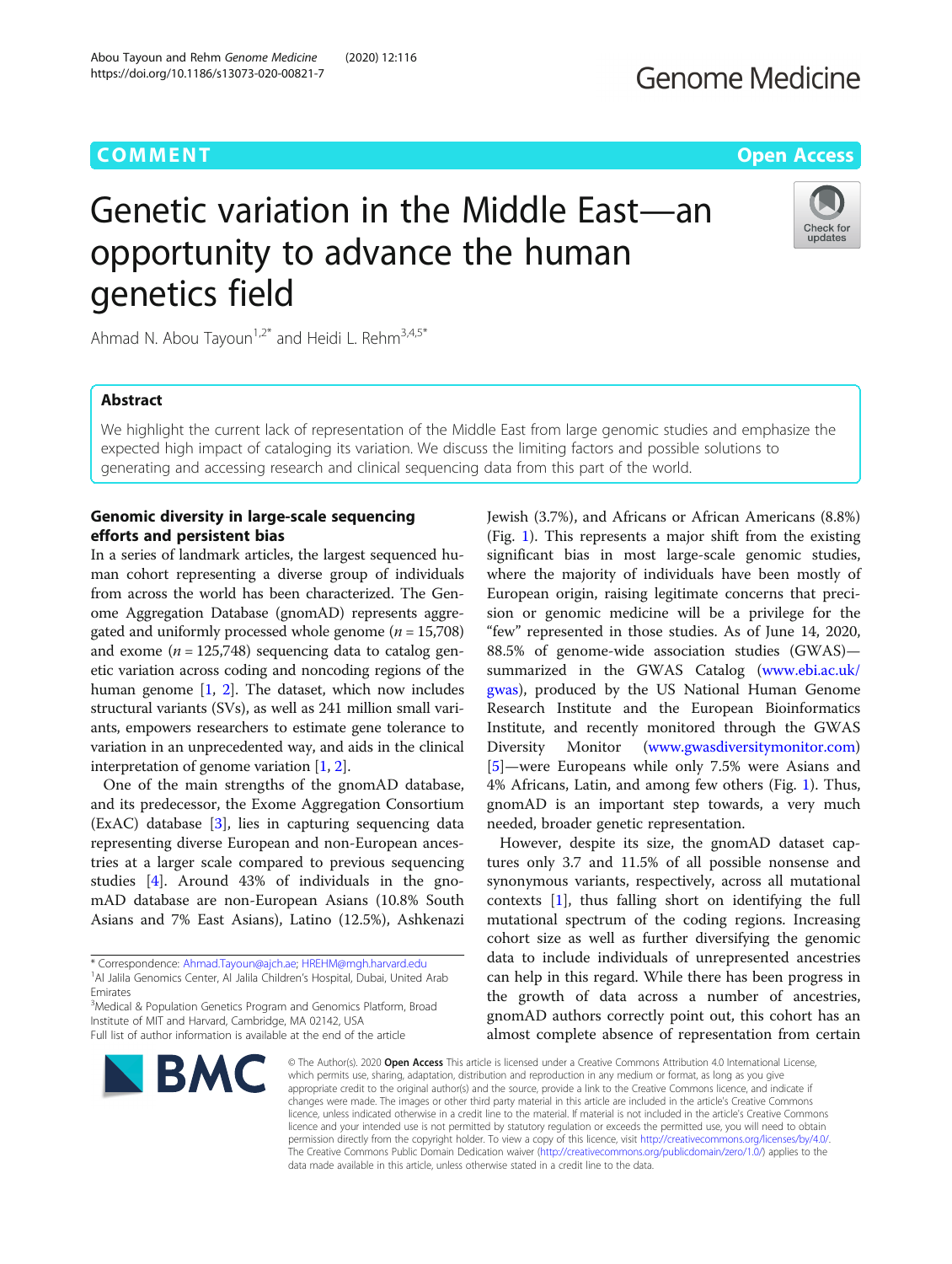COMMENT

Open Access

# Genetic variation in the Middle East—an opportunity to advance the human genetics field

Ahmad N. Abou Tayoun[1,2*] and Heidi L. Rehm[3,4,5*]

## Abstract

We highlight the current lack of representation of the Middle East from large genomic studies and emphasize the expected high impact of cataloging its variation. We discuss the limiting factors and possible solutions to generating and accessing research and clinical sequencing data from this part of the world.

### Genomic diversity in large-scale sequencing efforts and persistent bias

In a series of landmark articles, the largest sequenced human cohort representing a diverse group of individuals from across the world has been characterized. The Genome Aggregation Database (gnomAD) represents aggregated and uniformly processed whole genome ($n = 15{,}708$) and exome ($n = 125{,}748$) sequencing data to catalog genetic variation across coding and noncoding regions of the human genome [1, 2]. The dataset, which now includes structural variants (SVs), as well as 241 million small variants, empowers researchers to estimate gene tolerance to variation in an unprecedented way, and aids in the clinical interpretation of genome variation [1, 2].

One of the main strengths of the gnomAD database, and its predecessor, the Exome Aggregation Consortium (ExAC) database [3], lies in capturing sequencing data representing diverse European and non-European ancestries at a larger scale compared to previous sequencing studies [4]. Around 43% of individuals in the gnomAD database are non-European Asians (10.8% South Asians and 7% East Asians), Latino (12.5%), Ashkenazi Jewish (3.7%), and Africans or African Americans (8.8%) (Fig. 1). This represents a major shift from the existing significant bias in most large-scale genomic studies, where the majority of individuals have been mostly of European origin, raising legitimate concerns that precision or genomic medicine will be a privilege for the "few" represented in those studies. As of June 14, 2020, 88.5% of genome-wide association studies (GWAS)—summarized in the GWAS Catalog (www.ebi.ac.uk/gwas), produced by the US National Human Genome Research Institute and the European Bioinformatics Institute, and recently monitored through the GWAS Diversity Monitor (www.gwasdiversitymonitor.com) [5]—were Europeans while only 7.5% were Asians and 4% Africans, Latin, and among few others (Fig. 1). Thus, gnomAD is an important step towards, a very much needed, broader genetic representation.

However, despite its size, the gnomAD dataset captures only 3.7 and 11.5% of all possible nonsense and synonymous variants, respectively, across all mutational contexts [1], thus falling short on identifying the full mutational spectrum of the coding regions. Increasing cohort size as well as further diversifying the genomic data to include individuals of unrepresented ancestries can help in this regard. While there has been progress in the growth of data across a number of ancestries, gnomAD authors correctly point out, this cohort has an almost complete absence of representation from certain

* Correspondence: Ahmad.Tayoun@ajch.ae; HREHM@mgh.harvard.edu
[1]Al Jalila Genomics Center, Al Jalila Children's Hospital, Dubai, United Arab Emirates
[3]Medical & Population Genetics Program and Genomics Platform, Broad Institute of MIT and Harvard, Cambridge, MA 02142, USA
Full list of author information is available at the end of the article

© The Author(s). 2020 **Open Access** This article is licensed under a Creative Commons Attribution 4.0 International License, which permits use, sharing, adaptation, distribution and reproduction in any medium or format, as long as you give appropriate credit to the original author(s) and the source, provide a link to the Creative Commons licence, and indicate if changes were made. The images or other third party material in this article are included in the article's Creative Commons licence, unless indicated otherwise in a credit line to the material. If material is not included in the article's Creative Commons licence and your intended use is not permitted by statutory regulation or exceeds the permitted use, you will need to obtain permission directly from the copyright holder. To view a copy of this licence, visit http://creativecommons.org/licenses/by/4.0/. The Creative Commons Public Domain Dedication waiver (http://creativecommons.org/publicdomain/zero/1.0/) applies to the data made available in this article, unless otherwise stated in a credit line to the data.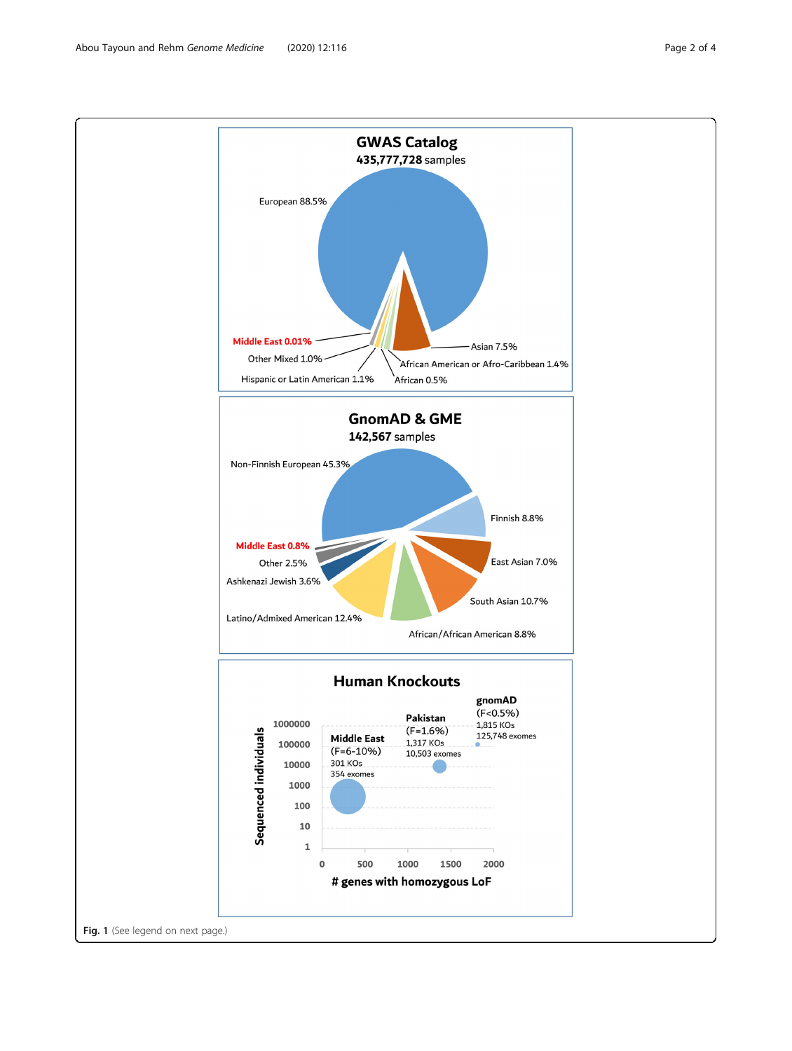**GWAS Catalog**
**435,777,728** samples

- European 88.5%
- Asian 7.5%
- African American or Afro-Caribbean 1.4%
- African 0.5%
- Hispanic or Latin American 1.1%
- Other Mixed 1.0%
- Middle East 0.01%

**GnomAD & GME**
**142,567** samples

- Non-Finnish European 45.3%
- Finnish 8.8%
- East Asian 7.0%
- South Asian 10.7%
- African/African American 8.8%
- Latino/Admixed American 12.4%
- Ashkenazi Jewish 3.6%
- Other 2.5%
- Middle East 0.8%

**Human Knockouts**

- **Middle East** (F=6-10%): 301 KOs, 354 exomes
- **Pakistan** (F=1.6%): 1,317 KOs, 10,503 exomes
- **gnomAD** (F<0.5%): 1,815 KOs, 125,748 exomes

Y-axis: Sequenced individuals (1, 10, 100, 1000, 10000, 100000, 1000000)
X-axis: # genes with homozygous LoF (0, 500, 1000, 1500, 2000)

**Fig. 1** (See legend on next page.)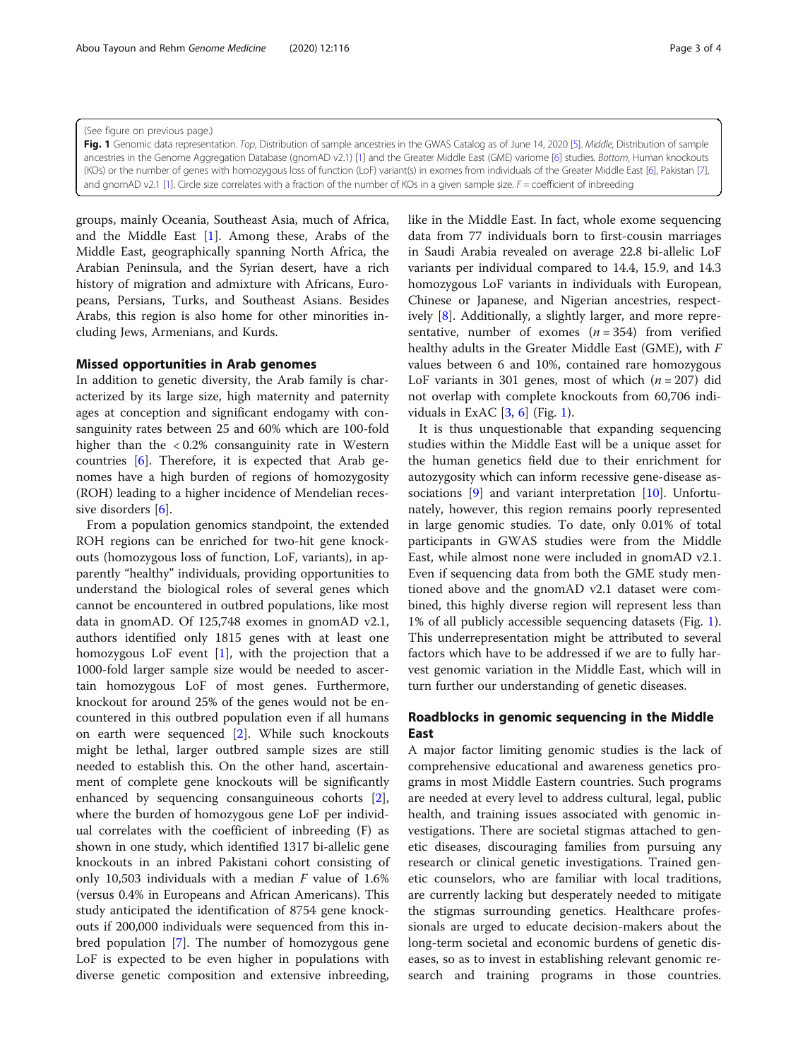(See figure on previous page.)

**Fig. 1** Genomic data representation. *Top*, Distribution of sample ancestries in the GWAS Catalog as of June 14, 2020 [5]. *Middle*, Distribution of sample ancestries in the Genome Aggregation Database (gnomAD v2.1) [1] and the Greater Middle East (GME) variome [6] studies. *Bottom*, Human knockouts (KOs) or the number of genes with homozygous loss of function (LoF) variant(s) in exomes from individuals of the Greater Middle East [6], Pakistan [7], and gnomAD v2.1 [1]. Circle size correlates with a fraction of the number of KOs in a given sample size. *F* = coefficient of inbreeding

groups, mainly Oceania, Southeast Asia, much of Africa, and the Middle East [1]. Among these, Arabs of the Middle East, geographically spanning North Africa, the Arabian Peninsula, and the Syrian desert, have a rich history of migration and admixture with Africans, Europeans, Persians, Turks, and Southeast Asians. Besides Arabs, this region is also home for other minorities including Jews, Armenians, and Kurds.

## Missed opportunities in Arab genomes

In addition to genetic diversity, the Arab family is characterized by its large size, high maternity and paternity ages at conception and significant endogamy with consanguinity rates between 25 and 60% which are 100-fold higher than the < 0.2% consanguinity rate in Western countries [6]. Therefore, it is expected that Arab genomes have a high burden of regions of homozygosity (ROH) leading to a higher incidence of Mendelian recessive disorders [6].

From a population genomics standpoint, the extended ROH regions can be enriched for two-hit gene knockouts (homozygous loss of function, LoF, variants), in apparently "healthy" individuals, providing opportunities to understand the biological roles of several genes which cannot be encountered in outbred populations, like most data in gnomAD. Of 125,748 exomes in gnomAD v2.1, authors identified only 1815 genes with at least one homozygous LoF event [1], with the projection that a 1000-fold larger sample size would be needed to ascertain homozygous LoF of most genes. Furthermore, knockout for around 25% of the genes would not be encountered in this outbred population even if all humans on earth were sequenced [2]. While such knockouts might be lethal, larger outbred sample sizes are still needed to establish this. On the other hand, ascertainment of complete gene knockouts will be significantly enhanced by sequencing consanguineous cohorts [2], where the burden of homozygous gene LoF per individual correlates with the coefficient of inbreeding (F) as shown in one study, which identified 1317 bi-allelic gene knockouts in an inbred Pakistani cohort consisting of only 10,503 individuals with a median *F* value of 1.6% (versus 0.4% in Europeans and African Americans). This study anticipated the identification of 8754 gene knockouts if 200,000 individuals were sequenced from this inbred population [7]. The number of homozygous gene LoF is expected to be even higher in populations with diverse genetic composition and extensive inbreeding, like in the Middle East. In fact, whole exome sequencing data from 77 individuals born to first-cousin marriages in Saudi Arabia revealed on average 22.8 bi-allelic LoF variants per individual compared to 14.4, 15.9, and 14.3 homozygous LoF variants in individuals with European, Chinese or Japanese, and Nigerian ancestries, respectively [8]. Additionally, a slightly larger, and more representative, number of exomes ($n = 354$) from verified healthy adults in the Greater Middle East (GME), with *F* values between 6 and 10%, contained rare homozygous LoF variants in 301 genes, most of which ($n = 207$) did not overlap with complete knockouts from 60,706 individuals in ExAC [3, 6] (Fig. 1).

It is thus unquestionable that expanding sequencing studies within the Middle East will be a unique asset for the human genetics field due to their enrichment for autozygosity which can inform recessive gene-disease associations [9] and variant interpretation [10]. Unfortunately, however, this region remains poorly represented in large genomic studies. To date, only 0.01% of total participants in GWAS studies were from the Middle East, while almost none were included in gnomAD v2.1. Even if sequencing data from both the GME study mentioned above and the gnomAD v2.1 dataset were combined, this highly diverse region will represent less than 1% of all publicly accessible sequencing datasets (Fig. 1). This underrepresentation might be attributed to several factors which have to be addressed if we are to fully harvest genomic variation in the Middle East, which will in turn further our understanding of genetic diseases.

## Roadblocks in genomic sequencing in the Middle East

A major factor limiting genomic studies is the lack of comprehensive educational and awareness genetics programs in most Middle Eastern countries. Such programs are needed at every level to address cultural, legal, public health, and training issues associated with genomic investigations. There are societal stigmas attached to genetic diseases, discouraging families from pursuing any research or clinical genetic investigations. Trained genetic counselors, who are familiar with local traditions, are currently lacking but desperately needed to mitigate the stigmas surrounding genetics. Healthcare professionals are urged to educate decision-makers about the long-term societal and economic burdens of genetic diseases, so as to invest in establishing relevant genomic research and training programs in those countries.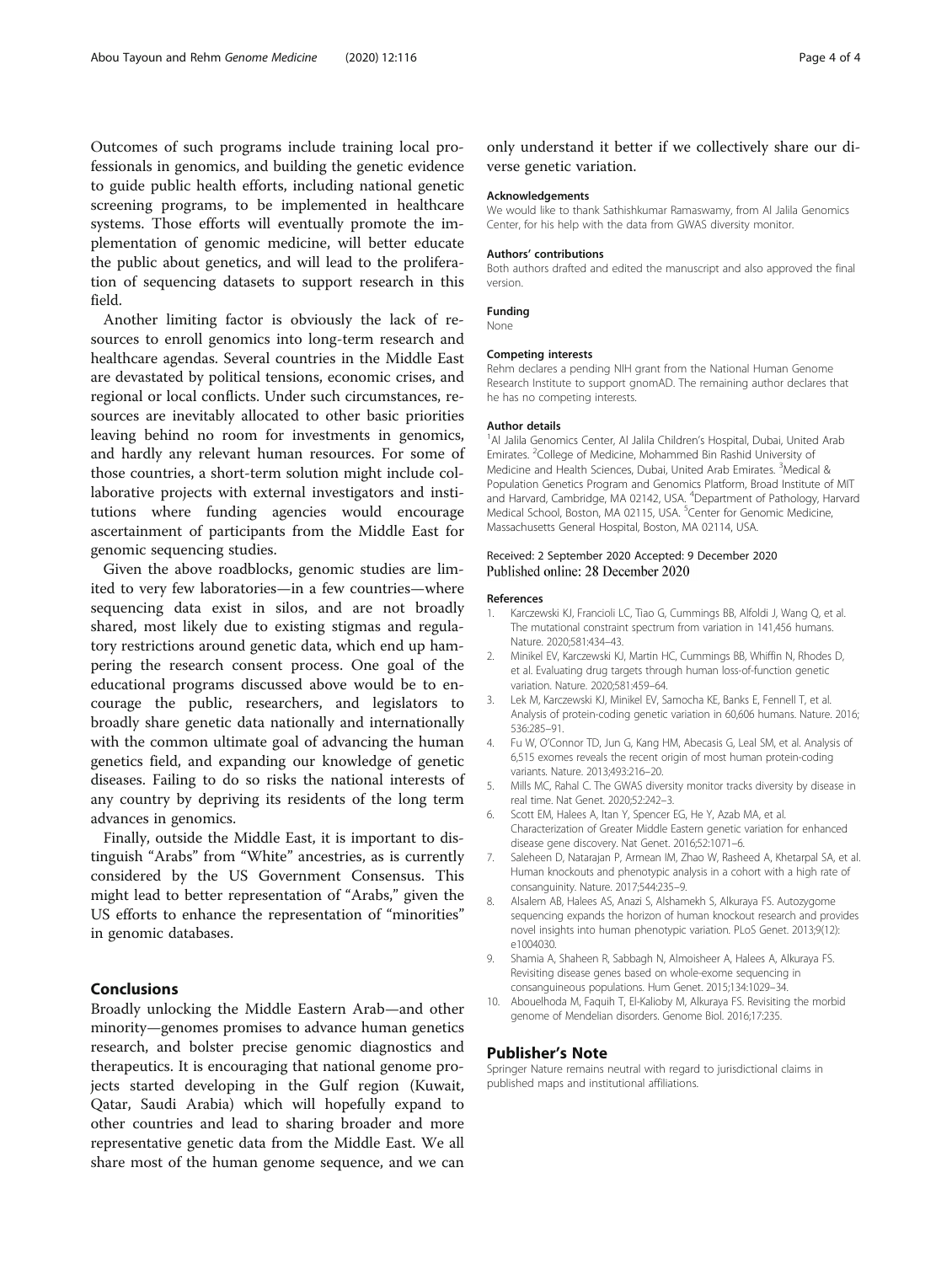Outcomes of such programs include training local professionals in genomics, and building the genetic evidence to guide public health efforts, including national genetic screening programs, to be implemented in healthcare systems. Those efforts will eventually promote the implementation of genomic medicine, will better educate the public about genetics, and will lead to the proliferation of sequencing datasets to support research in this field.

Another limiting factor is obviously the lack of resources to enroll genomics into long-term research and healthcare agendas. Several countries in the Middle East are devastated by political tensions, economic crises, and regional or local conflicts. Under such circumstances, resources are inevitably allocated to other basic priorities leaving behind no room for investments in genomics, and hardly any relevant human resources. For some of those countries, a short-term solution might include collaborative projects with external investigators and institutions where funding agencies would encourage ascertainment of participants from the Middle East for genomic sequencing studies.

Given the above roadblocks, genomic studies are limited to very few laboratories—in a few countries—where sequencing data exist in silos, and are not broadly shared, most likely due to existing stigmas and regulatory restrictions around genetic data, which end up hampering the research consent process. One goal of the educational programs discussed above would be to encourage the public, researchers, and legislators to broadly share genetic data nationally and internationally with the common ultimate goal of advancing the human genetics field, and expanding our knowledge of genetic diseases. Failing to do so risks the national interests of any country by depriving its residents of the long term advances in genomics.

Finally, outside the Middle East, it is important to distinguish "Arabs" from "White" ancestries, as is currently considered by the US Government Consensus. This might lead to better representation of "Arabs," given the US efforts to enhance the representation of "minorities" in genomic databases.

## Conclusions

Broadly unlocking the Middle Eastern Arab—and other minority—genomes promises to advance human genetics research, and bolster precise genomic diagnostics and therapeutics. It is encouraging that national genome projects started developing in the Gulf region (Kuwait, Qatar, Saudi Arabia) which will hopefully expand to other countries and lead to sharing broader and more representative genetic data from the Middle East. We all share most of the human genome sequence, and we can only understand it better if we collectively share our diverse genetic variation.

#### Acknowledgements

We would like to thank Sathishkumar Ramaswamy, from Al Jalila Genomics Center, for his help with the data from GWAS diversity monitor.

#### Authors' contributions

Both authors drafted and edited the manuscript and also approved the final version.

#### Funding

None

#### Competing interests

Rehm declares a pending NIH grant from the National Human Genome Research Institute to support gnomAD. The remaining author declares that he has no competing interests.

#### Author details

[1]Al Jalila Genomics Center, Al Jalila Children's Hospital, Dubai, United Arab Emirates. [2]College of Medicine, Mohammed Bin Rashid University of Medicine and Health Sciences, Dubai, United Arab Emirates. [3]Medical & Population Genetics Program and Genomics Platform, Broad Institute of MIT and Harvard, Cambridge, MA 02142, USA. [4]Department of Pathology, Harvard Medical School, Boston, MA 02115, USA. [5]Center for Genomic Medicine, Massachusetts General Hospital, Boston, MA 02114, USA.

Received: 2 September 2020 Accepted: 9 December 2020
Published online: 28 December 2020

#### References

1. Karczewski KJ, Francioli LC, Tiao G, Cummings BB, Alfoldi J, Wang Q, et al. The mutational constraint spectrum from variation in 141,456 humans. Nature. 2020;581:434–43.
2. Minikel EV, Karczewski KJ, Martin HC, Cummings BB, Whiffin N, Rhodes D, et al. Evaluating drug targets through human loss-of-function genetic variation. Nature. 2020;581:459–64.
3. Lek M, Karczewski KJ, Minikel EV, Samocha KE, Banks E, Fennell T, et al. Analysis of protein-coding genetic variation in 60,606 humans. Nature. 2016; 536:285–91.
4. Fu W, O'Connor TD, Jun G, Kang HM, Abecasis G, Leal SM, et al. Analysis of 6,515 exomes reveals the recent origin of most human protein-coding variants. Nature. 2013;493:216–20.
5. Mills MC, Rahal C. The GWAS diversity monitor tracks diversity by disease in real time. Nat Genet. 2020;52:242–3.
6. Scott EM, Halees A, Itan Y, Spencer EG, He Y, Azab MA, et al. Characterization of Greater Middle Eastern genetic variation for enhanced disease gene discovery. Nat Genet. 2016;52:1071–6.
7. Saleheen D, Natarajan P, Armean IM, Zhao W, Rasheed A, Khetarpal SA, et al. Human knockouts and phenotypic analysis in a cohort with a high rate of consanguinity. Nature. 2017;544:235–9.
8. Alsalem AB, Halees AS, Anazi S, Alshamekh S, Alkuraya FS. Autozygome sequencing expands the horizon of human knockout research and provides novel insights into human phenotypic variation. PLoS Genet. 2013;9(12): e1004030.
9. Shamia A, Shaheen R, Sabbagh N, Almoisheer A, Halees A, Alkuraya FS. Revisiting disease genes based on whole-exome sequencing in consanguineous populations. Hum Genet. 2015;134:1029–34.
10. Abouelhoda M, Faquih T, El-Kalioby M, Alkuraya FS. Revisiting the morbid genome of Mendelian disorders. Genome Biol. 2016;17:235.

## Publisher's Note

Springer Nature remains neutral with regard to jurisdictional claims in published maps and institutional affiliations.